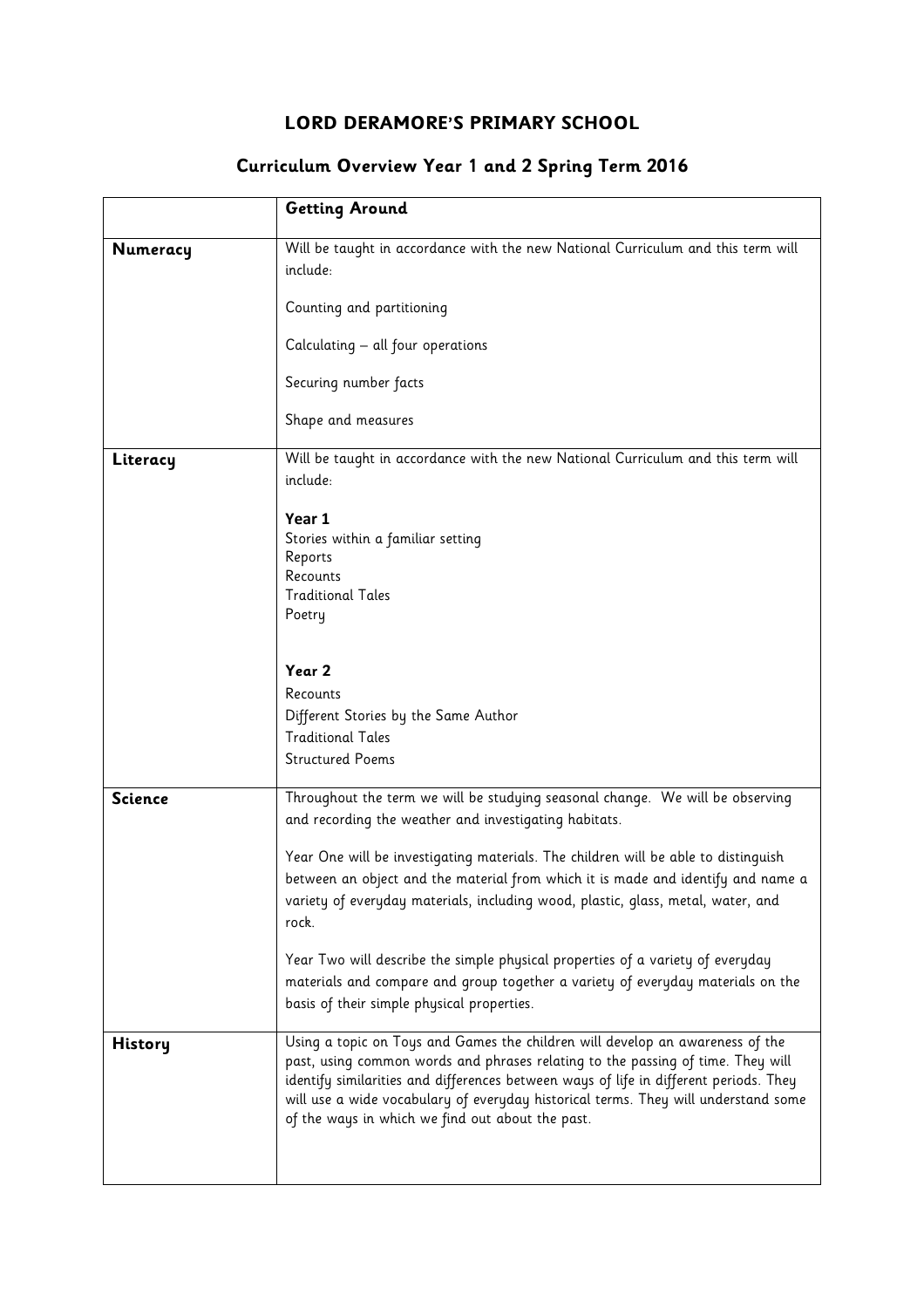# LORD DERAMORE'S PRIMARY SCHOOL

## Curriculum Overview Year 1 and 2 Spring Term 2016

| | **Getting Around** |
|---|---|
| **Numeracy** | Will be taught in accordance with the new National Curriculum and this term will include:<br><br>Counting and partitioning<br><br>Calculating – all four operations<br><br>Securing number facts<br><br>Shape and measures |
| **Literacy** | Will be taught in accordance with the new National Curriculum and this term will include:<br><br>**Year 1**<br>Stories within a familiar setting<br>Reports<br>Recounts<br>Traditional Tales<br>Poetry<br><br>**Year 2**<br>Recounts<br>Different Stories by the Same Author<br>Traditional Tales<br>Structured Poems |
| **Science** | Throughout the term we will be studying seasonal change. We will be observing and recording the weather and investigating habitats.<br><br>Year One will be investigating materials. The children will be able to distinguish between an object and the material from which it is made and identify and name a variety of everyday materials, including wood, plastic, glass, metal, water, and rock.<br><br>Year Two will describe the simple physical properties of a variety of everyday materials and compare and group together a variety of everyday materials on the basis of their simple physical properties. |
| **History** | Using a topic on Toys and Games the children will develop an awareness of the past, using common words and phrases relating to the passing of time. They will identify similarities and differences between ways of life in different periods. They will use a wide vocabulary of everyday historical terms. They will understand some of the ways in which we find out about the past. |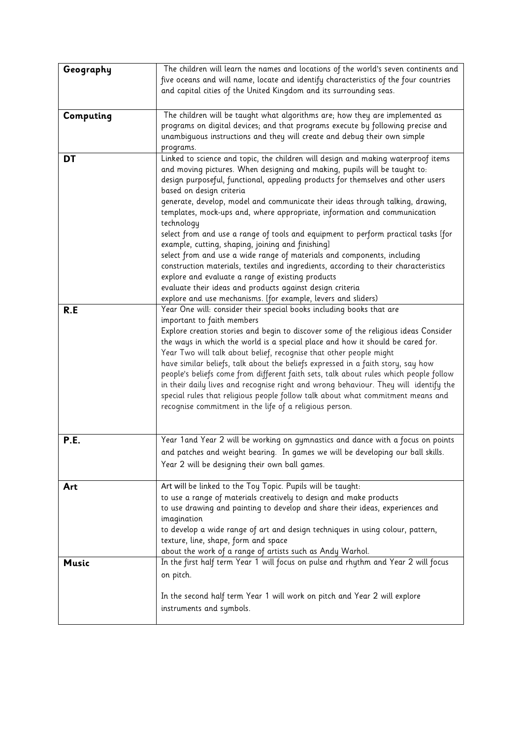| | |
|---|---|
| **Geography** | The children will learn the names and locations of the world's seven continents and five oceans and will name, locate and identify characteristics of the four countries and capital cities of the United Kingdom and its surrounding seas. |
| **Computing** | The children will be taught what algorithms are; how they are implemented as programs on digital devices; and that programs execute by following precise and unambiguous instructions and they will create and debug their own simple programs. |
| **DT** | Linked to science and topic, the children will design and making waterproof items and moving pictures. When designing and making, pupils will be taught to:<br>design purposeful, functional, appealing products for themselves and other users based on design criteria<br>generate, develop, model and communicate their ideas through talking, drawing, templates, mock-ups and, where appropriate, information and communication technology<br>select from and use a range of tools and equipment to perform practical tasks [for example, cutting, shaping, joining and finishing]<br>select from and use a wide range of materials and components, including construction materials, textiles and ingredients, according to their characteristics<br>explore and evaluate a range of existing products<br>evaluate their ideas and products against design criteria<br>explore and use mechanisms. [for example, levers and sliders) |
| **R.E** | Year One will: consider their special books including books that are important to faith members<br>Explore creation stories and begin to discover some of the religious ideas Consider the ways in which the world is a special place and how it should be cared for.<br>Year Two will talk about belief, recognise that other people might have similar beliefs, talk about the beliefs expressed in a faith story, say how people's beliefs come from different faith sets, talk about rules which people follow in their daily lives and recognise right and wrong behaviour. They will identify the special rules that religious people follow talk about what commitment means and recognise commitment in the life of a religious person. |
| **P.E.** | Year 1and Year 2 will be working on gymnastics and dance with a focus on points and patches and weight bearing. In games we will be developing our ball skills. Year 2 will be designing their own ball games. |
| **Art** | Art will be linked to the Toy Topic. Pupils will be taught:<br>to use a range of materials creatively to design and make products<br>to use drawing and painting to develop and share their ideas, experiences and imagination<br>to develop a wide range of art and design techniques in using colour, pattern, texture, line, shape, form and space<br>about the work of a range of artists such as Andy Warhol. |
| **Music** | In the first half term Year 1 will focus on pulse and rhythm and Year 2 will focus on pitch.<br><br>In the second half term Year 1 will work on pitch and Year 2 will explore instruments and symbols. |